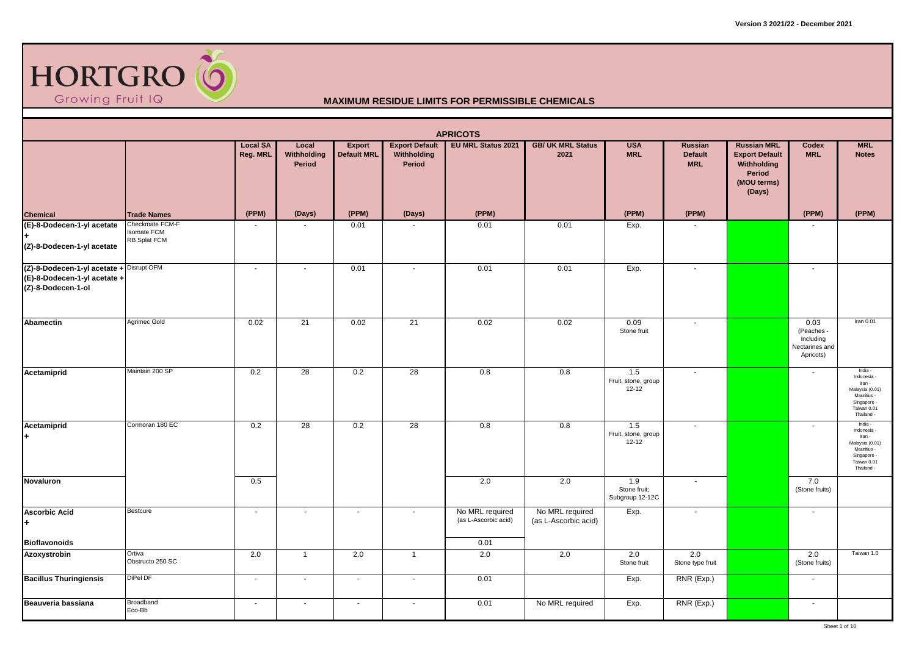Version 3 2021/22 - December 2021

HORTGRO Growing Fruit IQ

# MAXIMUM RESIDUE LIMITS FOR PERMISSIBLE CHEMICALS

## APRICOTS

| Chemical | Trade Names | Local SA Reg. MRL | Local Withholding Period | Export Default MRL | Export Default Withholding Period | EU MRL Status 2021 | GB/ UK MRL Status 2021 | USA MRL | Russian Default MRL | Russian MRL Export Default Withholding Period (MOU terms) (Days) | Codex MRL | MRL Notes |
|---|---|---|---|---|---|---|---|---|---|---|---|---|
| | | (PPM) | (Days) | (PPM) | (Days) | (PPM) | | (PPM) | (PPM) | | (PPM) | (PPM) |
| (E)-8-Dodecen-1-yl acetate + (Z)-8-Dodecen-1-yl acetate | Checkmate FCM-F Isomate FCM RB Splat FCM | - | - | 0.01 | - | 0.01 | 0.01 | Exp. | - | | - | |
| (Z)-8-Dodecen-1-yl acetate + (E)-8-Dodecen-1-yl acetate + (Z)-8-Dodecen-1-ol | Disrupt OFM | - | - | 0.01 | - | 0.01 | 0.01 | Exp. | - | | - | |
| Abamectin | Agrimec Gold | 0.02 | 21 | 0.02 | 21 | 0.02 | 0.02 | 0.09 Stone fruit | - | | 0.03 (Peaches - Including Nectarines and Apricots) | Iran 0.01 |
| Acetamiprid | Maintain 200 SP | 0.2 | 28 | 0.2 | 28 | 0.8 | 0.8 | 1.5 Fruit, stone, group 12-12 | - | | - | India - Indonesia - Iran - Malaysia (0.01) Mauritius - Singapore - Taiwan 0.01 Thailand - |
| Acetamiprid + | Cormoran 180 EC | 0.2 | 28 | 0.2 | 28 | 0.8 | 0.8 | 1.5 Fruit, stone, group 12-12 | - | | - | India - Indonesia - Iran - Malaysia (0.01) Mauritius - Singapore - Taiwan 0.01 Thailand - |
| Novaluron | | 0.5 | | | | 2.0 | 2.0 | 1.9 Stone fruit; Subgroup 12-12C | - | | 7.0 (Stone fruits) | |
| Ascorbic Acid + | Bestcure | - | - | - | - | No MRL required (as L-Ascorbic acid) | No MRL required (as L-Ascorbic acid) | Exp. | - | | - | |
| Bioflavonoids | | | | | | 0.01 | | | | | | |
| Azoxystrobin | Ortiva Obstructo 250 SC | 2.0 | 1 | 2.0 | 1 | 2.0 | 2.0 | 2.0 Stone fruit | 2.0 Stone type fruit | | 2.0 (Stone fruits) | Taiwan 1.0 |
| Bacillus Thuringiensis | DiPel DF | - | - | - | - | 0.01 | | Exp. | RNR (Exp.) | | - | |
| Beauveria bassiana | Broadband Eco-Bb | - | - | - | - | 0.01 | No MRL required | Exp. | RNR (Exp.) | | - | |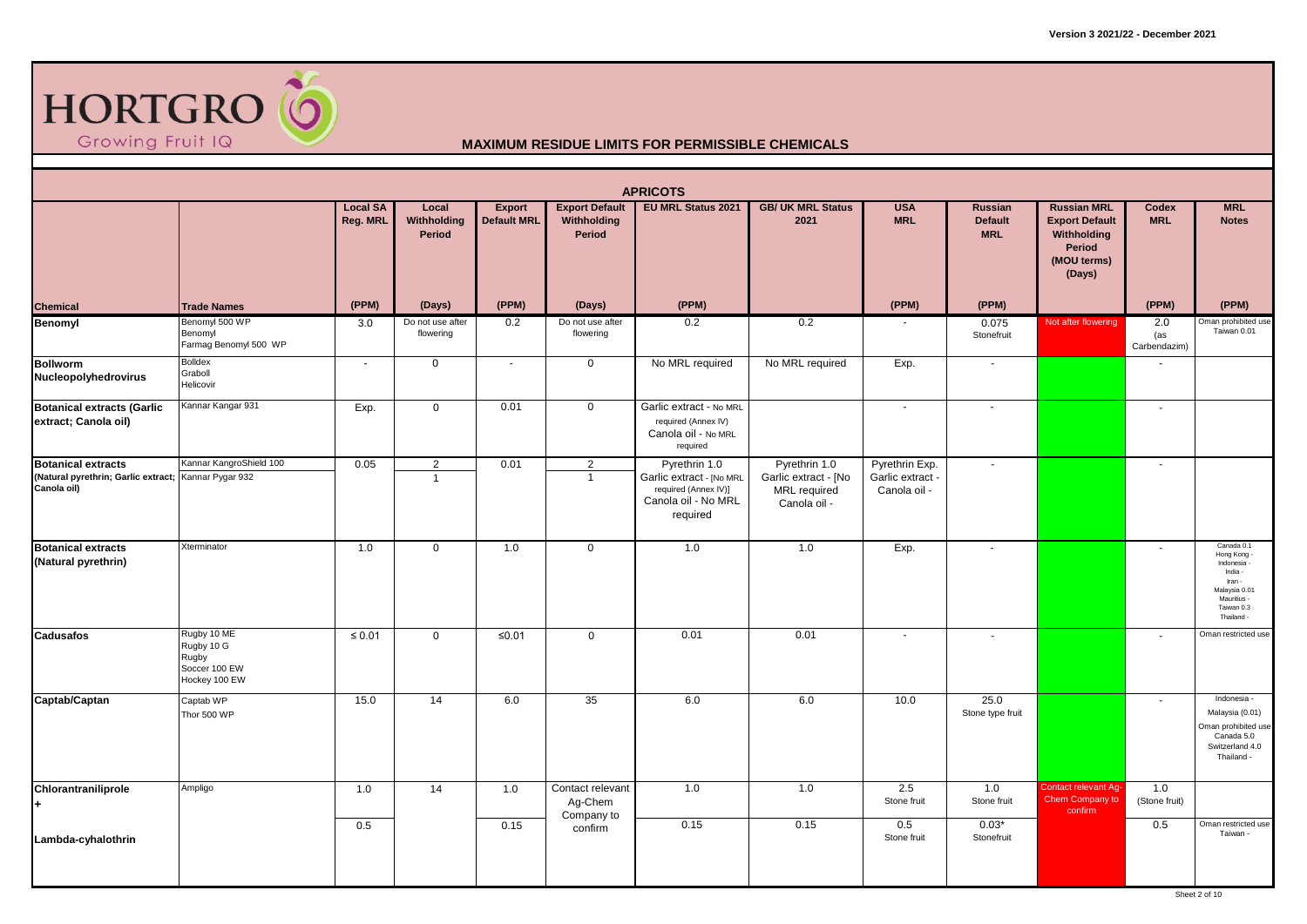Version 3 2021/22 - December 2021

HORTGRO Growing Fruit IQ

## MAXIMUM RESIDUE LIMITS FOR PERMISSIBLE CHEMICALS

### APRICOTS

| Chemical | Trade Names | Local SA Reg. MRL (PPM) | Local Withholding Period (Days) | Export Default MRL (PPM) | Export Default Withholding Period (Days) | EU MRL Status 2021 (PPM) | GB/ UK MRL Status 2021 | USA MRL (PPM) | Russian Default MRL (PPM) | Russian MRL Export Default Withholding Period (MOU terms) (Days) | Codex MRL (PPM) | MRL Notes (PPM) |
|---|---|---|---|---|---|---|---|---|---|---|---|---|
| **Benomyl** | Benomyl 500 WP<br>Benomyl<br>Farmag Benomyl 500 WP | 3.0 | Do not use after flowering | 0.2 | Do not use after flowering | 0.2 | 0.2 | - | 0.075 Stonefruit | Not after flowering | 2.0 (as Carbendazim) | Oman prohibited use<br>Taiwan 0.01 |
| **Bollworm Nucleopolyhedrovirus** | Bolldex<br>Graboll<br>Helicovir | - | 0 | - | 0 | No MRL required | No MRL required | Exp. | - | | - | |
| **Botanical extracts (Garlic extract; Canola oil)** | Kannar Kangar 931 | Exp. | 0 | 0.01 | 0 | Garlic extract - No MRL required (Annex IV)<br>Canola oil - No MRL required | | - | - | | - | |
| **Botanical extracts (Natural pyrethrin; Garlic extract; Canola oil)** | Kannar KangroShield 100<br>Kannar Pygar 932 | 0.05 | 2<br>1 | 0.01 | 2<br>1 | Pyrethrin 1.0<br>Garlic extract - [No MRL required (Annex IV)]<br>Canola oil - No MRL required | Pyrethrin 1.0<br>Garlic extract - [No MRL required<br>Canola oil - | Pyrethrin Exp.<br>Garlic extract -<br>Canola oil - | - | | - | |
| **Botanical extracts (Natural pyrethrin)** | Xterminator | 1.0 | 0 | 1.0 | 0 | 1.0 | 1.0 | Exp. | - | | - | Canada 0.1<br>Hong Kong -<br>Indonesia -<br>India -<br>Iran -<br>Malaysia 0.01<br>Mauritius -<br>Taiwan 0.3<br>Thailand - |
| **Cadusafos** | Rugby 10 ME<br>Rugby 10 G<br>Rugby<br>Soccer 100 EW<br>Hockey 100 EW | ≤ 0.01 | 0 | ≤0.01 | 0 | 0.01 | 0.01 | - | - | | - | Oman restricted use |
| **Captab/Captan** | Captab WP<br>Thor 500 WP | 15.0 | 14 | 6.0 | 35 | 6.0 | 6.0 | 10.0 | 25.0 Stone type fruit | | - | Indonesia -<br>Malaysia (0.01)<br>Oman prohibited use<br>Canada 5.0<br>Switzerland 4.0<br>Thailand - |
| **Chlorantraniliprole +** | Ampligo | 1.0 | 14 | 1.0 | Contact relevant Ag-Chem Company to confirm | 1.0 | 1.0 | 2.5 Stone fruit | 1.0 Stone fruit | Contact relevant Ag-Chem Company to confirm | 1.0 (Stone fruit) | |
| **Lambda-cyhalothrin** | | 0.5 | | 0.15 | | 0.15 | 0.15 | 0.5 Stone fruit | 0.03* Stonefruit | | 0.5 | Oman restricted use<br>Taiwan - |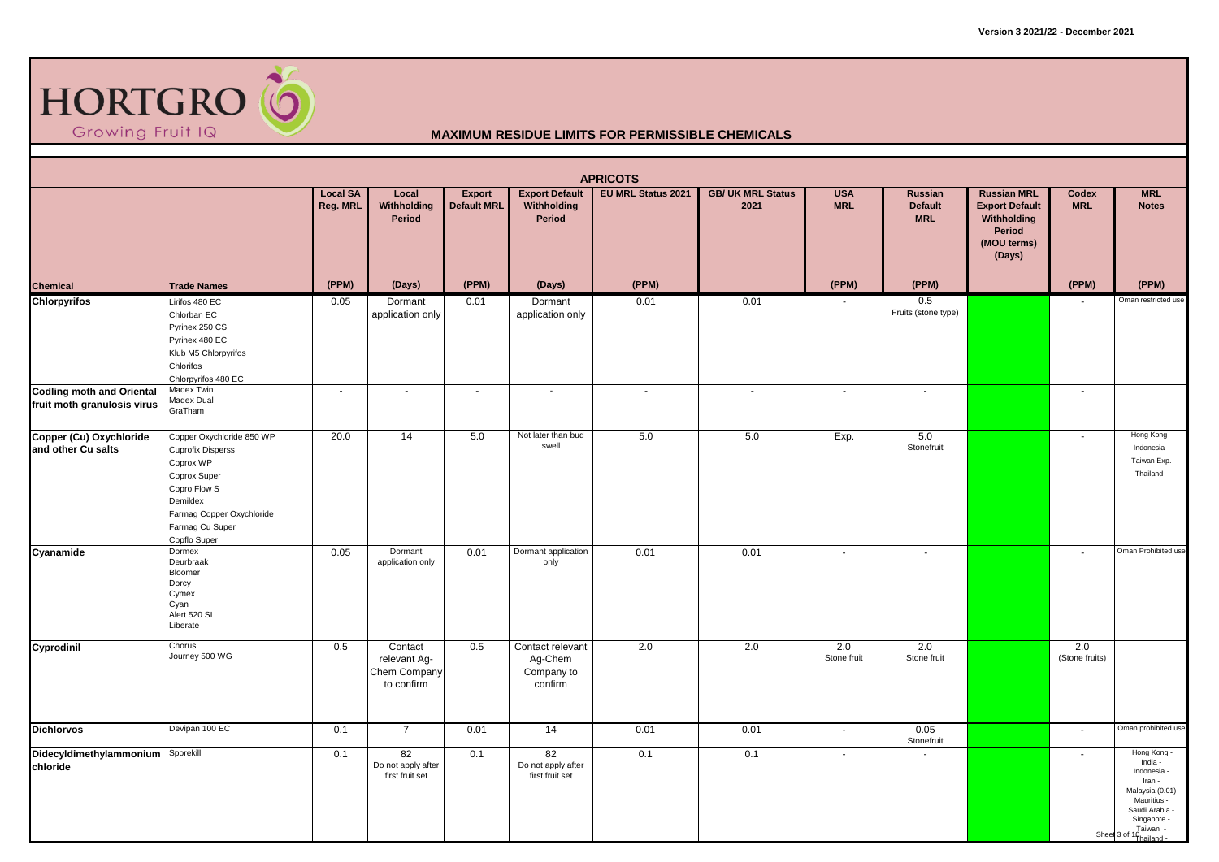Version 3 2021/22 - December 2021

HORTGRO
Growing Fruit IQ

## MAXIMUM RESIDUE LIMITS FOR PERMISSIBLE CHEMICALS

### APRICOTS

| Chemical | Trade Names | Local SA Reg. MRL | Local Withholding Period | Export Default MRL | Export Default Withholding Period | EU MRL Status 2021 | GB/ UK MRL Status 2021 | USA MRL | Russian Default MRL | Russian MRL Export Default Withholding Period (MOU terms) (Days) | Codex MRL | MRL Notes |
|---|---|---|---|---|---|---|---|---|---|---|---|---|
| | | (PPM) | (Days) | (PPM) | (Days) | (PPM) | | (PPM) | (PPM) | | (PPM) | (PPM) |
| **Chlorpyrifos** | Lirifos 480 EC<br>Chlorban EC<br>Pyrinex 250 CS<br>Pyrinex 480 EC<br>Klub M5 Chlorpyrifos<br>Chlorifos<br>Chlorpyrifos 480 EC | 0.05 | Dormant application only | 0.01 | Dormant application only | 0.01 | 0.01 | - | 0.5<br>Fruits (stone type) | | - | Oman restricted use |
| **Codling moth and Oriental fruit moth granulosis virus** | Madex Twin<br>Madex Dual<br>GraTham | - | - | - | - | - | - | - | - | | - | |
| **Copper (Cu) Oxychloride and other Cu salts** | Copper Oxychloride 850 WP<br>Cuprofix Disperss<br>Coprox WP<br>Coprox Super<br>Copro Flow S<br>Demildex<br>Farmag Copper Oxychloride<br>Farmag Cu Super<br>Copflo Super | 20.0 | 14 | 5.0 | Not later than bud swell | 5.0 | 5.0 | Exp. | 5.0<br>Stonefruit | | - | Hong Kong -<br>Indonesia -<br>Taiwan Exp.<br>Thailand - |
| **Cyanamide** | Dormex<br>Deurbraak<br>Bloomer<br>Dorcy<br>Cymex<br>Cyan<br>Alert 520 SL<br>Liberate | 0.05 | Dormant application only | 0.01 | Dormant application only | 0.01 | 0.01 | - | - | | - | Oman Prohibited use |
| **Cyprodinil** | Chorus<br>Journey 500 WG | 0.5 | Contact relevant Ag-Chem Company to confirm | 0.5 | Contact relevant Ag-Chem Company to confirm | 2.0 | 2.0 | 2.0<br>Stone fruit | 2.0<br>Stone fruit | | 2.0<br>(Stone fruits) | |
| **Dichlorvos** | Devipan 100 EC | 0.1 | 7 | 0.01 | 14 | 0.01 | 0.01 | - | 0.05<br>Stonefruit | | - | Oman prohibited use |
| **Didecyldimethylammonium chloride** | Sporekill | 0.1 | 82<br>Do not apply after first fruit set | 0.1 | 82<br>Do not apply after first fruit set | 0.1 | 0.1 | - | - | | - | Hong Kong -<br>India -<br>Indonesia -<br>Iran -<br>Malaysia (0.01)<br>Mauritius -<br>Saudi Arabia -<br>Singapore -<br>Taiwan -<br>Thailand - |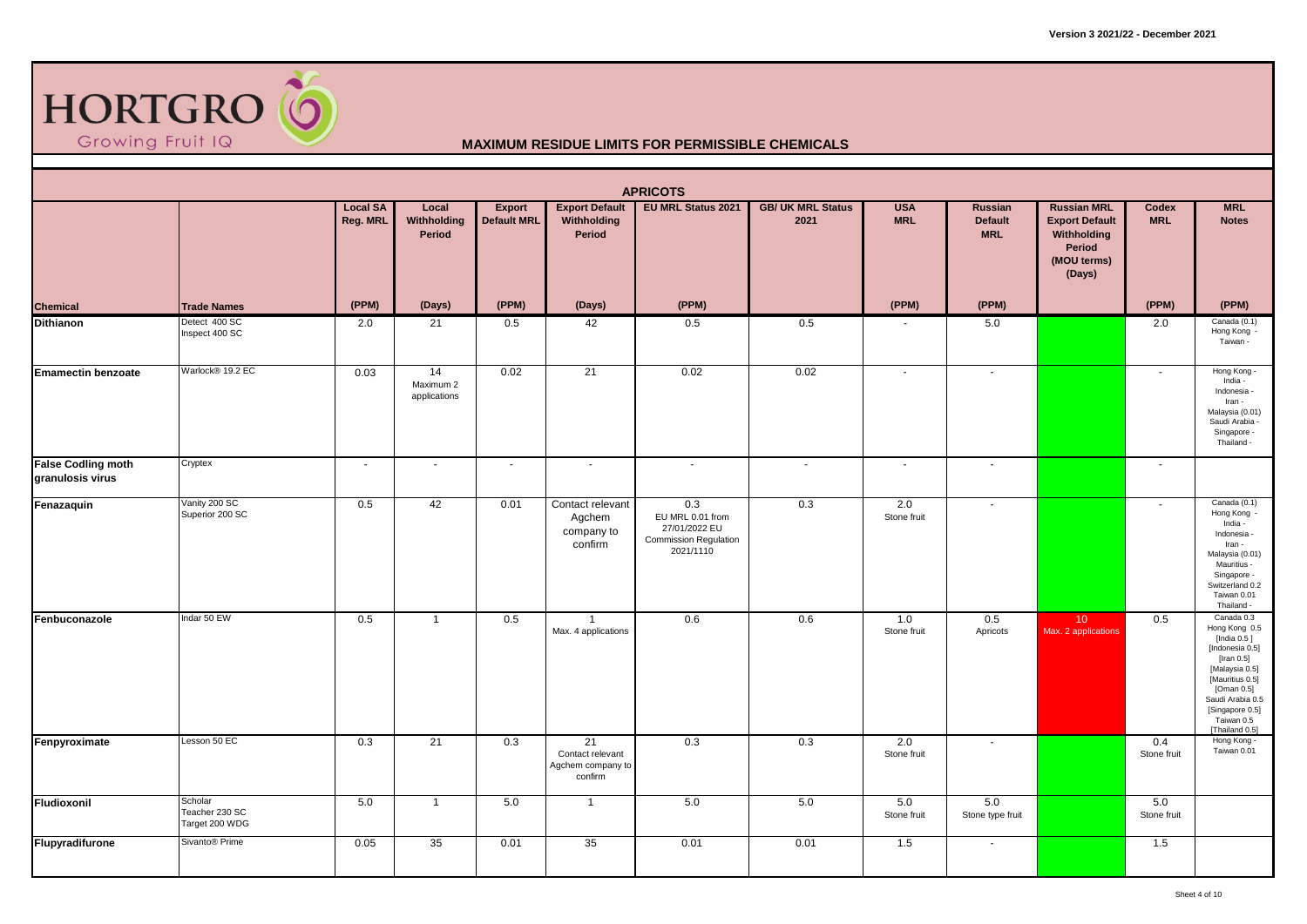HORTGRO Growing Fruit IQ

# MAXIMUM RESIDUE LIMITS FOR PERMISSIBLE CHEMICALS

## APRICOTS

| Chemical | Trade Names | Local SA Reg. MRL (PPM) | Local Withholding Period (Days) | Export Default MRL (PPM) | Export Default Withholding Period (Days) | EU MRL Status 2021 (PPM) | GB/ UK MRL Status 2021 | USA MRL (PPM) | Russian Default MRL (PPM) | Russian MRL Export Default Withholding Period (MOU terms) (Days) | Codex MRL (PPM) | MRL Notes (PPM) |
|---|---|---|---|---|---|---|---|---|---|---|---|---|
| **Dithianon** | Detect 400 SC<br>Inspect 400 SC | 2.0 | 21 | 0.5 | 42 | 0.5 | 0.5 | - | 5.0 | | 2.0 | Canada (0.1)<br>Hong Kong -<br>Taiwan - |
| **Emamectin benzoate** | Warlock® 19.2 EC | 0.03 | 14<br>Maximum 2 applications | 0.02 | 21 | 0.02 | 0.02 | - | - | | - | Hong Kong -<br>India -<br>Indonesia -<br>Iran -<br>Malaysia (0.01)<br>Saudi Arabia -<br>Singapore -<br>Thailand - |
| **False Codling moth granulosis virus** | Cryptex | - | - | - | - | - | - | - | - | | - | |
| **Fenazaquin** | Vanity 200 SC<br>Superior 200 SC | 0.5 | 42 | 0.01 | Contact relevant Agchem company to confirm | 0.3<br>EU MRL 0.01 from 27/01/2022 EU Commission Regulation 2021/1110 | 0.3 | 2.0<br>Stone fruit | - | | - | Canada (0.1)<br>Hong Kong -<br>India -<br>Indonesia -<br>Iran -<br>Malaysia (0.01)<br>Mauritius -<br>Singapore -<br>Switzerland 0.2<br>Taiwan 0.01<br>Thailand - |
| **Fenbuconazole** | Indar 50 EW | 0.5 | 1 | 0.5 | 1<br>Max. 4 applications | 0.6 | 0.6 | 1.0<br>Stone fruit | 0.5<br>Apricots | 10<br>Max. 2 applications | 0.5 | Canada 0.3<br>Hong Kong 0.5<br>[India 0.5]<br>[Indonesia 0.5]<br>[Iran 0.5]<br>[Malaysia 0.5]<br>[Mauritius 0.5]<br>[Oman 0.5]<br>Saudi Arabia 0.5<br>[Singapore 0.5]<br>Taiwan 0.5<br>[Thailand 0.5] |
| **Fenpyroximate** | Lesson 50 EC | 0.3 | 21 | 0.3 | 21<br>Contact relevant Agchem company to confirm | 0.3 | 0.3 | 2.0<br>Stone fruit | - | | 0.4<br>Stone fruit | Hong Kong -<br>Taiwan 0.01 |
| **Fludioxonil** | Scholar<br>Teacher 230 SC<br>Target 200 WDG | 5.0 | 1 | 5.0 | 1 | 5.0 | 5.0 | 5.0<br>Stone fruit | 5.0<br>Stone type fruit | | 5.0<br>Stone fruit | |
| **Flupyradifurone** | Sivanto® Prime | 0.05 | 35 | 0.01 | 35 | 0.01 | 0.01 | 1.5 | - | | 1.5 | |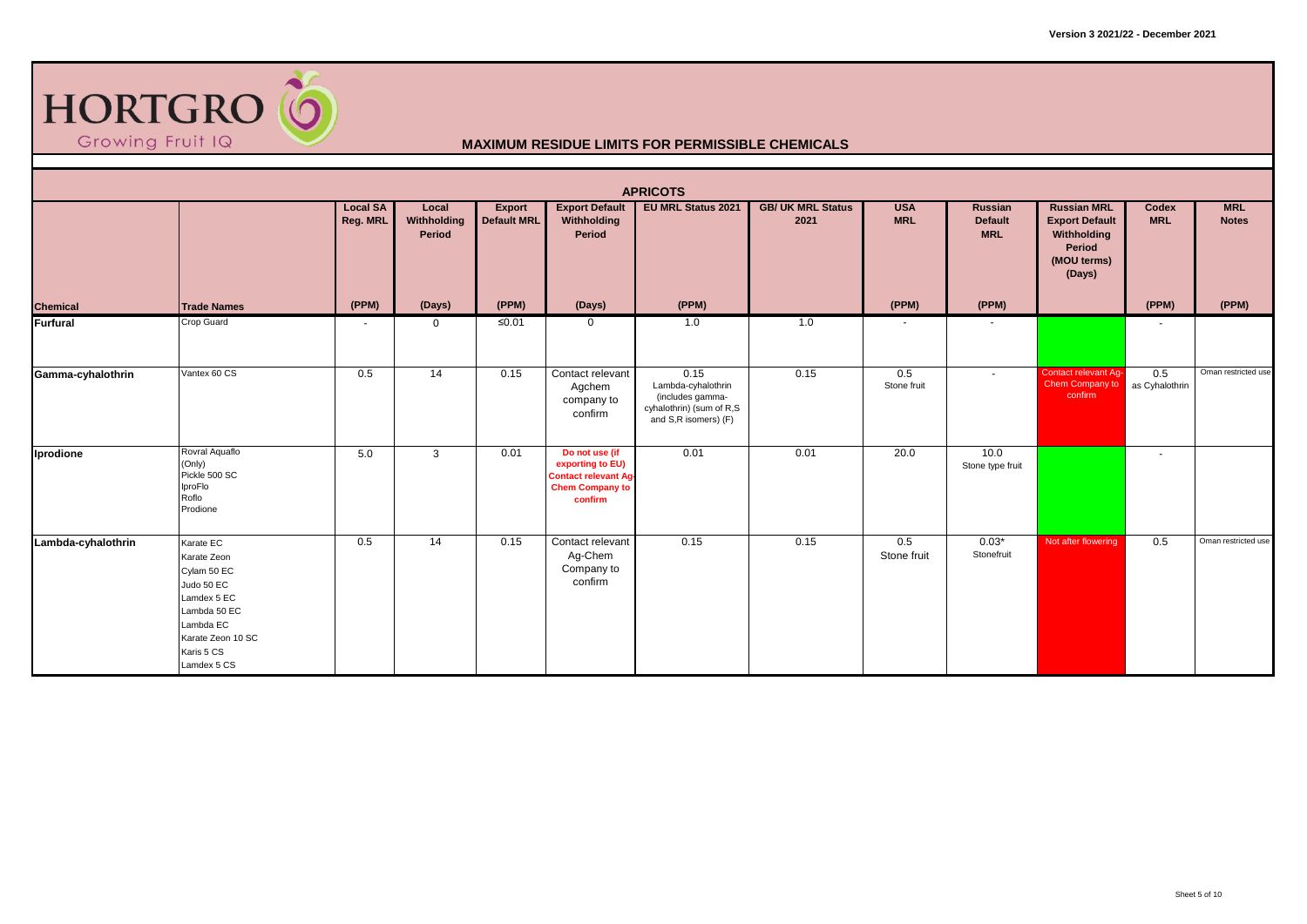# HORTGRO Growing Fruit IQ

## MAXIMUM RESIDUE LIMITS FOR PERMISSIBLE CHEMICALS

### APRICOTS

| Chemical | Trade Names | Local SA Reg. MRL (PPM) | Local Withholding Period (Days) | Export Default MRL (PPM) | Export Default Withholding Period (Days) | EU MRL Status 2021 (PPM) | GB/ UK MRL Status 2021 | USA MRL (PPM) | Russian Default MRL (PPM) | Russian MRL Export Default Withholding Period (MOU terms) (Days) | Codex MRL (PPM) | MRL Notes (PPM) |
|---|---|---|---|---|---|---|---|---|---|---|---|---|
| **Furfural** | Crop Guard | - | 0 | ≤0.01 | 0 | 1.0 | 1.0 | - | - | | - | |
| **Gamma-cyhalothrin** | Vantex 60 CS | 0.5 | 14 | 0.15 | Contact relevant Agchem company to confirm | 0.15 Lambda-cyhalothrin (includes gamma-cyhalothrin) (sum of R,S and S,R isomers) (F) | 0.15 | 0.5 Stone fruit | - | Contact relevant Ag-Chem Company to confirm | 0.5 as Cyhalothrin | Oman restricted use |
| **Iprodione** | Rovral Aquaflo (Only)<br>Pickle 500 SC<br>IproFlo<br>Roflo<br>Prodione | 5.0 | 3 | 0.01 | **Do not use (if exporting to EU) Contact relevant Ag-Chem Company to confirm** | 0.01 | 0.01 | 20.0 | 10.0 Stone type fruit | | - | |
| **Lambda-cyhalothrin** | Karate EC<br>Karate Zeon<br>Cylam 50 EC<br>Judo 50 EC<br>Lamdex 5 EC<br>Lambda 50 EC<br>Lambda EC<br>Karate Zeon 10 SC<br>Karis 5 CS<br>Lamdex 5 CS | 0.5 | 14 | 0.15 | Contact relevant Ag-Chem Company to confirm | 0.15 | 0.15 | 0.5 Stone fruit | 0.03* Stonefruit | Not after flowering | 0.5 | Oman restricted use |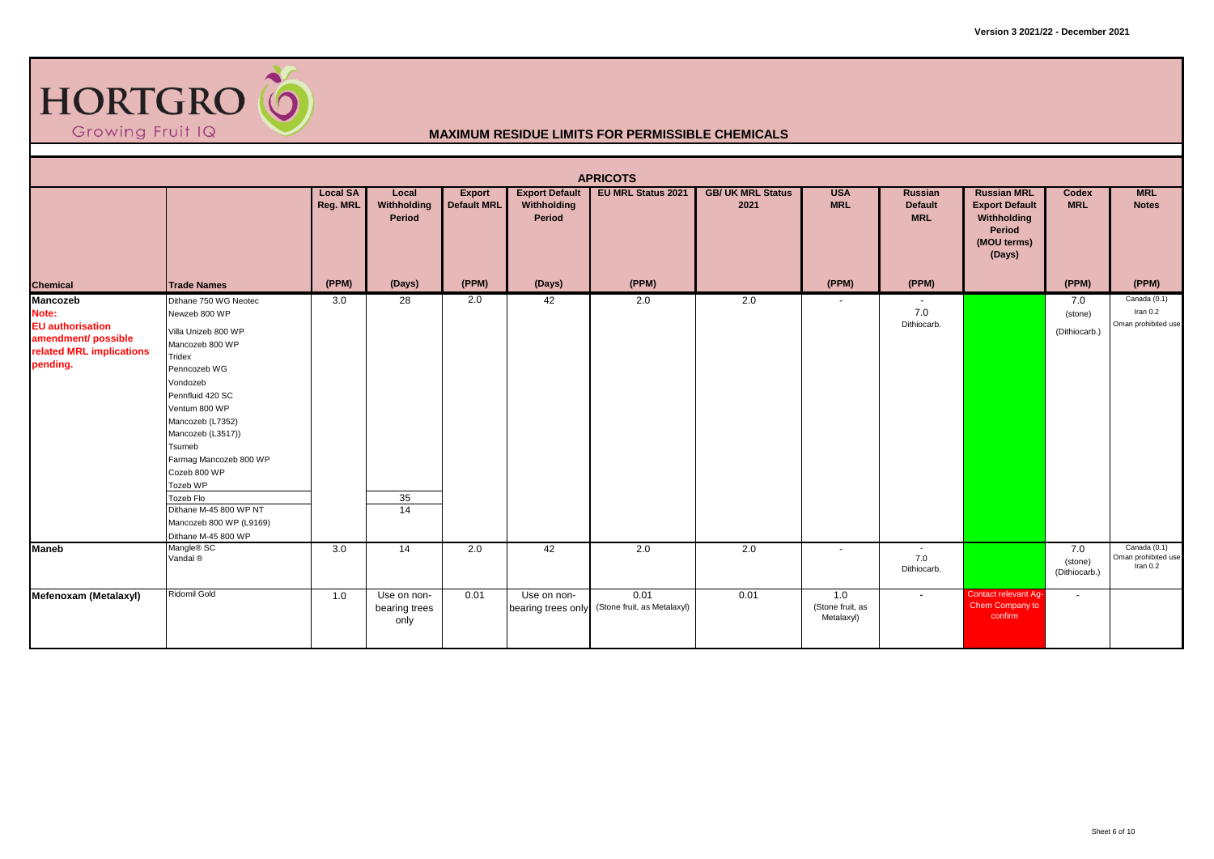HORTGRO Growing Fruit IQ

## MAXIMUM RESIDUE LIMITS FOR PERMISSIBLE CHEMICALS

### APRICOTS

| Chemical | Trade Names | Local SA Reg. MRL | Local Withholding Period | Export Default MRL | Export Default Withholding Period | EU MRL Status 2021 | GB/ UK MRL Status 2021 | USA MRL | Russian Default MRL | Russian MRL Export Default Withholding Period (MOU terms) (Days) | Codex MRL | MRL Notes |
|---|---|---|---|---|---|---|---|---|---|---|---|---|
| | | (PPM) | (Days) | (PPM) | (Days) | (PPM) | | (PPM) | (PPM) | | (PPM) | (PPM) |
| **Mancozeb** Note: EU authorisation amendment/ possible related MRL implications pending. | Dithane 750 WG Neotec<br>Newzeb 800 WP<br>Villa Unizeb 800 WP<br>Mancozeb 800 WP<br>Tridex<br>Penncozeb WG<br>Vondozeb<br>Pennfluid 420 SC<br>Ventum 800 WP<br>Mancozeb (L7352)<br>Mancozeb (L3517))<br>Tsumeb<br>Farmag Mancozeb 800 WP<br>Cozeb 800 WP<br>Tozeb WP | 3.0 | 28 | 2.0 | 42 | 2.0 | 2.0 | - | - 7.0 Dithiocarb. | | 7.0 (stone) (Dithiocarb.) | Canada (0.1) Iran 0.2 Oman prohibited use |
| | Tozeb Flo<br>Dithane M-45 800 WP NT | | 35 | | | | | | | | | |
| | Mancozeb 800 WP (L9169)<br>Dithane M-45 800 WP | | 14 | | | | | | | | | |
| **Maneb** | Mangle® SC<br>Vandal ® | 3.0 | 14 | 2.0 | 42 | 2.0 | 2.0 | - | - 7.0 Dithiocarb. | | 7.0 (stone) (Dithiocarb.) | Canada (0.1) Oman prohibited use Iran 0.2 |
| **Mefenoxam (Metalaxyl)** | Ridomil Gold | 1.0 | Use on non-bearing trees only | 0.01 | Use on non-bearing trees only | 0.01 (Stone fruit, as Metalaxyl) | 0.01 | 1.0 (Stone fruit, as Metalaxyl) | - | Contact relevant Ag-Chem Company to confirm | - | |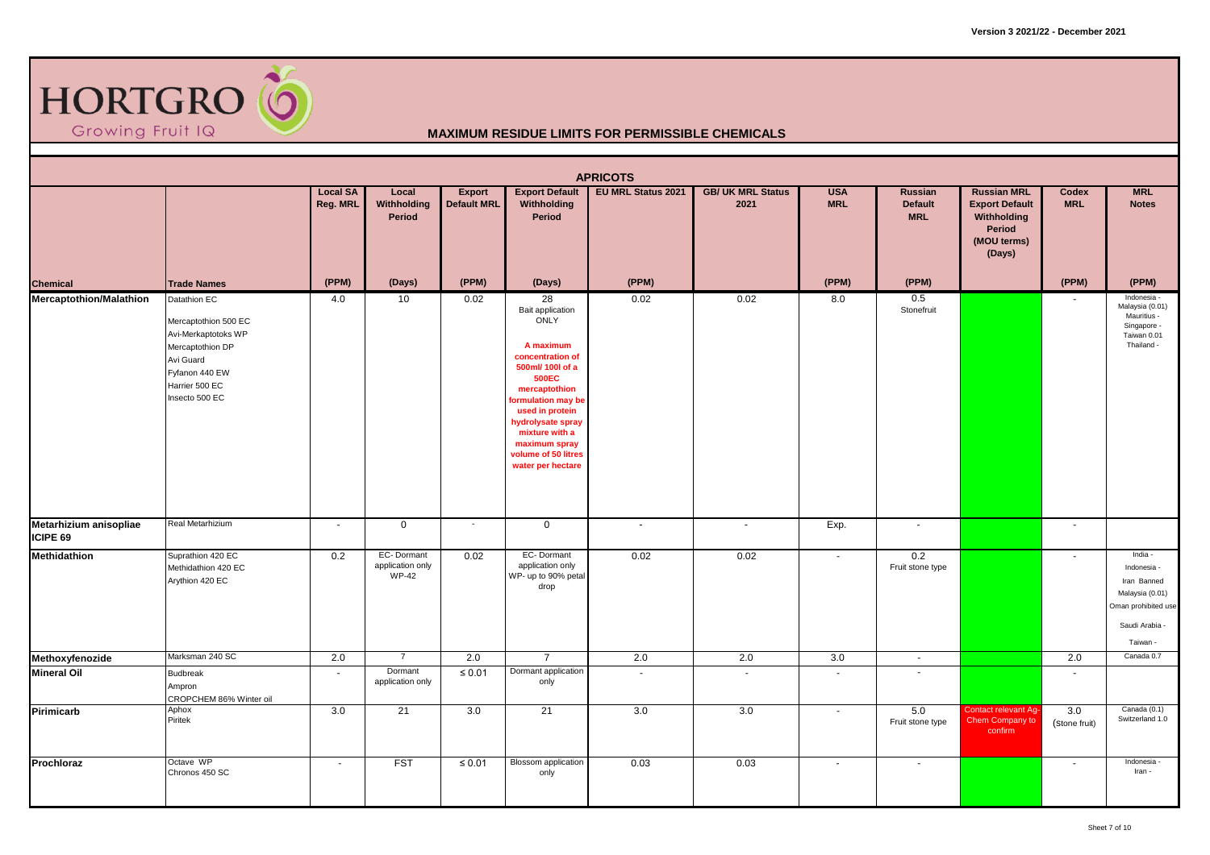HORTGRO Growing Fruit IQ

# MAXIMUM RESIDUE LIMITS FOR PERMISSIBLE CHEMICALS

## APRICOTS

| Chemical | Trade Names | Local SA Reg. MRL (PPM) | Local Withholding Period (Days) | Export Default MRL (PPM) | Export Default Withholding Period (Days) | EU MRL Status 2021 (PPM) | GB/ UK MRL Status 2021 | USA MRL (PPM) | Russian Default MRL (PPM) | Russian MRL Export Default Withholding Period (MOU terms) (Days) | Codex MRL (PPM) | MRL Notes (PPM) |
|---|---|---|---|---|---|---|---|---|---|---|---|---|
| **Mercaptothion/Malathion** | Datathion EC<br>Mercaptothion 500 EC<br>Avi-Merkaptotoks WP<br>Mercaptothion DP<br>Avi Guard<br>Fyfanon 440 EW<br>Harrier 500 EC<br>Insecto 500 EC | 4.0 | 10 | 0.02 | 28<br>Bait application ONLY<br>**A maximum concentration of 500ml/ 100l of a 500EC mercaptothion formulation may be used in protein hydrolysate spray mixture with a maximum spray volume of 50 litres water per hectare** | 0.02 | 0.02 | 8.0 | 0.5<br>Stonefruit | | - | Indonesia -<br>Malaysia (0.01)<br>Mauritius -<br>Singapore -<br>Taiwan 0.01<br>Thailand - |
| **Metarhizium anisopliae ICIPE 69** | Real Metarhizium | - | 0 | - | 0 | - | - | Exp. | - | | - | |
| **Methidathion** | Suprathion 420 EC<br>Methidathion 420 EC<br>Arythion 420 EC | 0.2 | EC- Dormant application only<br>WP-42 | 0.02 | EC- Dormant application only<br>WP- up to 90% petal drop | 0.02 | 0.02 | - | 0.2<br>Fruit stone type | | - | India -<br>Indonesia -<br>Iran Banned<br>Malaysia (0.01)<br>Oman prohibited use<br>Saudi Arabia -<br>Taiwan - |
| **Methoxyfenozide** | Marksman 240 SC | 2.0 | 7 | 2.0 | 7 | 2.0 | 2.0 | 3.0 | - | | 2.0 | Canada 0.7 |
| **Mineral Oil** | Budbreak<br>Ampron<br>CROPCHEM 86% Winter oil | - | Dormant application only | ≤ 0.01 | Dormant application only | - | - | - | - | | - | |
| **Pirimicarb** | Aphox<br>Piritek | 3.0 | 21 | 3.0 | 21 | 3.0 | 3.0 | - | 5.0<br>Fruit stone type | Contact relevant Ag-Chem Company to confirm | 3.0<br>(stone fruit) | Canada (0.1)<br>Switzerland 1.0 |
| **Prochloraz** | Octave WP<br>Chronos 450 SC | - | FST | ≤ 0.01 | Blossom application only | 0.03 | 0.03 | - | - | | - | Indonesia -<br>Iran - |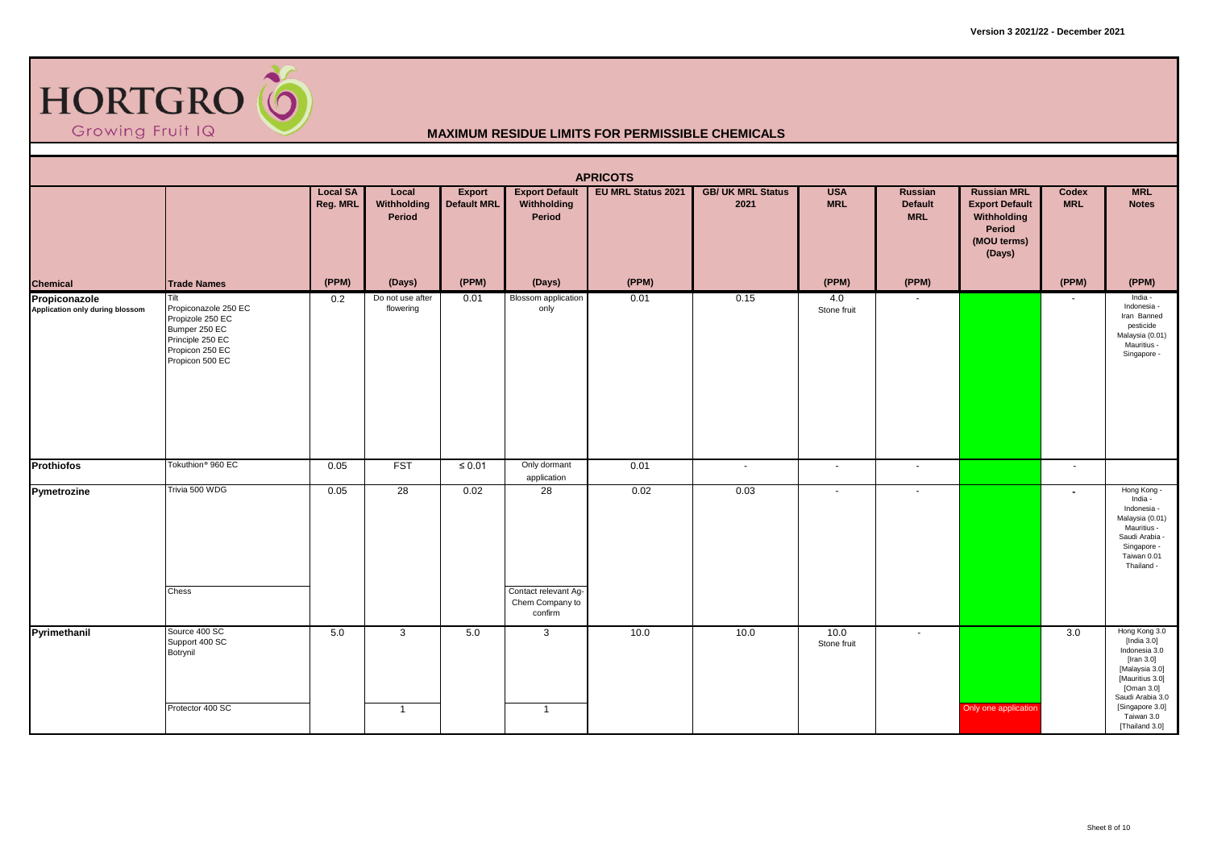# HORTGRO Growing Fruit IQ

## MAXIMUM RESIDUE LIMITS FOR PERMISSIBLE CHEMICALS

### APRICOTS

| Chemical | Trade Names | Local SA Reg. MRL (PPM) | Local Withholding Period (Days) | Export Default MRL (PPM) | Export Default Withholding Period (Days) | EU MRL Status 2021 (PPM) | GB/ UK MRL Status 2021 | USA MRL (PPM) | Russian Default MRL (PPM) | Russian MRL Export Default Withholding Period (MOU terms) (Days) | Codex MRL (PPM) | MRL Notes (PPM) |
|---|---|---|---|---|---|---|---|---|---|---|---|---|
| **Propiconazole** Application only during blossom | Tilt<br>Propiconazole 250 EC<br>Propizole 250 EC<br>Bumper 250 EC<br>Principle 250 EC<br>Propicon 250 EC<br>Propicon 500 EC | 0.2 | Do not use after flowering | 0.01 | Blossom application only | 0.01 | 0.15 | 4.0 Stone fruit | - | | - | India -<br>Indonesia -<br>Iran Banned pesticide<br>Malaysia (0.01)<br>Mauritius -<br>Singapore - |
| **Prothiofos** | Tokuthion® 960 EC | 0.05 | FST | ≤ 0.01 | Only dormant application | 0.01 | - | - | - | | - | |
| **Pymetrozine** | Trivia 500 WDG | 0.05 | 28 | 0.02 | 28 | 0.02 | 0.03 | - | - | | - | Hong Kong -<br>India -<br>Indonesia -<br>Malaysia (0.01)<br>Mauritius -<br>Saudi Arabia -<br>Singapore -<br>Taiwan 0.01<br>Thailand - |
| | Chess | | | | Contact relevant Ag-Chem Company to confirm | | | | | | | |
| **Pyrimethanil** | Source 400 SC<br>Support 400 SC<br>Botrynil | 5.0 | 3 | 5.0 | 3 | 10.0 | 10.0 | 10.0 Stone fruit | - | | 3.0 | Hong Kong 3.0<br>[India 3.0]<br>Indonesia 3.0<br>[Iran 3.0]<br>[Malaysia 3.0]<br>[Mauritius 3.0]<br>[Oman 3.0]<br>Saudi Arabia 3.0<br>[Singapore 3.0]<br>Taiwan 3.0<br>[Thailand 3.0] |
| | Protector 400 SC | | 1 | | 1 | | | | | Only one application | | |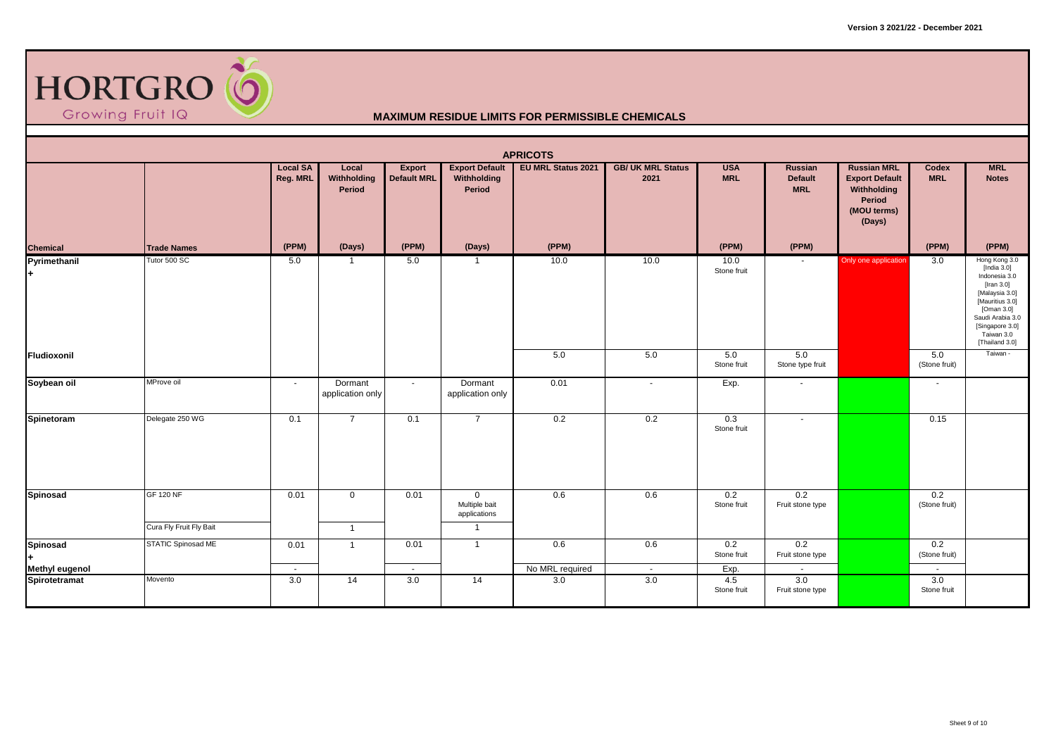HORTGRO Growing Fruit IQ

# MAXIMUM RESIDUE LIMITS FOR PERMISSIBLE CHEMICALS

Version 3 2021/22 - December 2021

## APRICOTS

| Chemical | Trade Names | Local SA Reg. MRL | Local Withholding Period | Export Default MRL | Export Default Withholding Period | EU MRL Status 2021 | GB/ UK MRL Status 2021 | USA MRL | Russian Default MRL | Russian MRL Export Default Withholding Period (MOU terms) (Days) | Codex MRL | MRL Notes |
|---|---|---|---|---|---|---|---|---|---|---|---|---|
| | | (PPM) | (Days) | (PPM) | (Days) | (PPM) | | (PPM) | (PPM) | | (PPM) | (PPM) |
| Pyrimethanil + | Tutor 500 SC | 5.0 | 1 | 5.0 | 1 | 10.0 | 10.0 | 10.0 Stone fruit | - | Only one application | 3.0 | Hong Kong 3.0 [India 3.0] Indonesia 3.0 [Iran 3.0] [Malaysia 3.0] [Mauritius 3.0] [Oman 3.0] Saudi Arabia 3.0 [Singapore 3.0] Taiwan 3.0 [Thailand 3.0] |
| Fludioxonil | | | | | | 5.0 | 5.0 | 5.0 Stone fruit | 5.0 Stone type fruit | | 5.0 (Stone fruit) | Taiwan - |
| Soybean oil | MProve oil | - | Dormant application only | - | Dormant application only | 0.01 | - | Exp. | - | | - | |
| Spinetoram | Delegate 250 WG | 0.1 | 7 | 0.1 | 7 | 0.2 | 0.2 | 0.3 Stone fruit | - | | 0.15 | |
| Spinosad | GF 120 NF | 0.01 | 0 | 0.01 | 0 Multiple bait applications | 0.6 | 0.6 | 0.2 Stone fruit | 0.2 Fruit stone type | | 0.2 (Stone fruit) | |
| | Cura Fly Fruit Fly Bait | | 1 | | 1 | | | | | | | |
| Spinosad + | STATIC Spinosad ME | 0.01 | 1 | 0.01 | 1 | 0.6 | 0.6 | 0.2 Stone fruit | 0.2 Fruit stone type | | 0.2 (Stone fruit) | |
| Methyl eugenol | | - | | - | | No MRL required | - | Exp. | - | | - | |
| Spirotetramat | Movento | 3.0 | 14 | 3.0 | 14 | 3.0 | 3.0 | 4.5 Stone fruit | 3.0 Fruit stone type | | 3.0 Stone fruit | |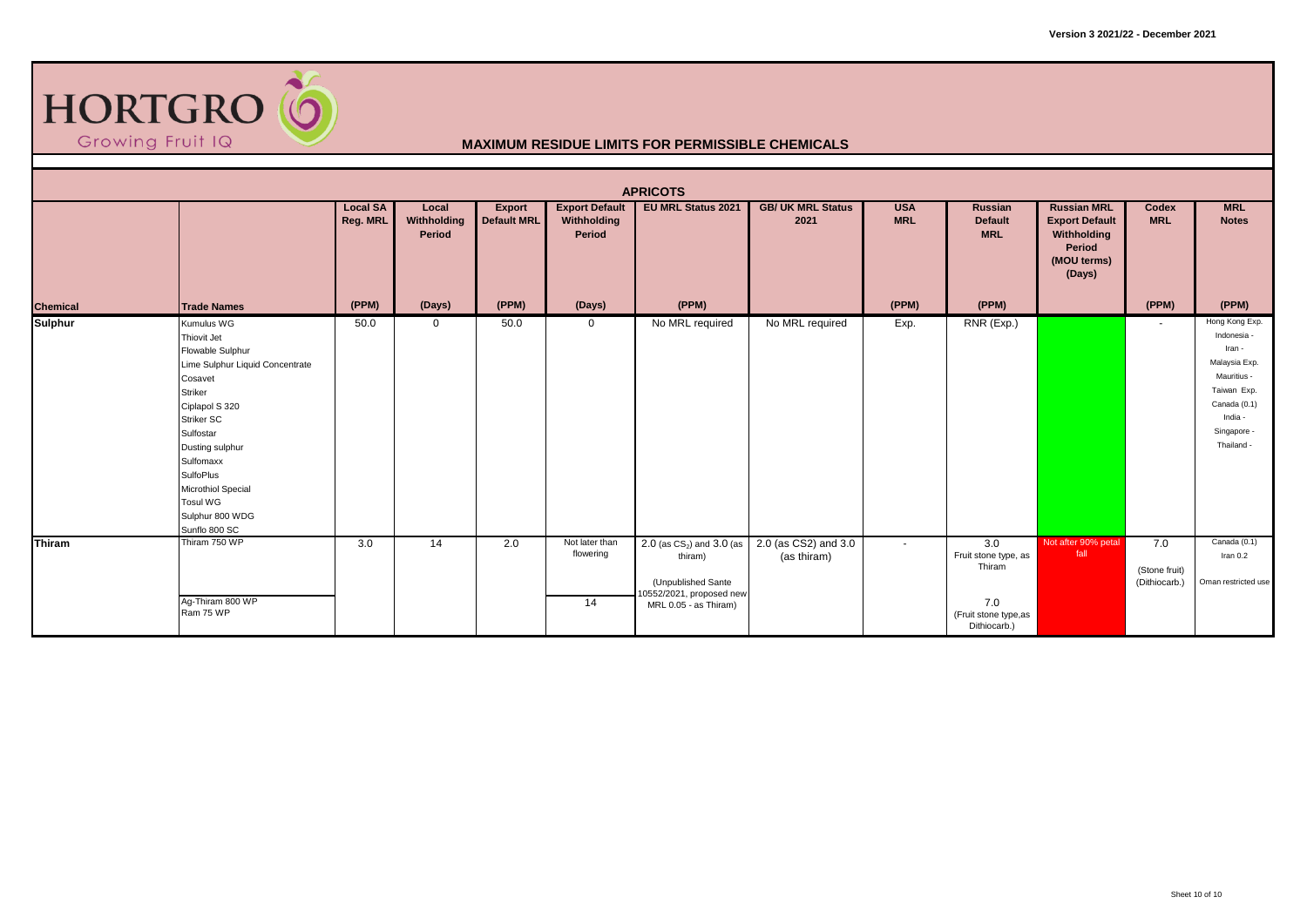HORTGRO
Growing Fruit IQ

# MAXIMUM RESIDUE LIMITS FOR PERMISSIBLE CHEMICALS

## APRICOTS

| Chemical | Trade Names | Local SA Reg. MRL (PPM) | Local Withholding Period (Days) | Export Default MRL (PPM) | Export Default Withholding Period (Days) | EU MRL Status 2021 (PPM) | GB/ UK MRL Status 2021 | USA MRL (PPM) | Russian Default MRL (PPM) | Russian MRL Export Default Withholding Period (MOU terms) (Days) | Codex MRL (PPM) | MRL Notes (PPM) |
|---|---|---|---|---|---|---|---|---|---|---|---|---|
| **Sulphur** | Kumulus WG<br>Thiovit Jet<br>Flowable Sulphur<br>Lime Sulphur Liquid Concentrate<br>Cosavet<br>Striker<br>Ciplapol S 320<br>Striker SC<br>Sulfostar<br>Dusting sulphur<br>Sulfomaxx<br>SulfoPlus<br>Microthiol Special<br>Tosul WG<br>Sulphur 800 WDG<br>Sunflo 800 SC | 50.0 | 0 | 50.0 | 0 | No MRL required | No MRL required | Exp. | RNR (Exp.) | | - | Hong Kong Exp.<br>Indonesia -<br>Iran -<br>Malaysia Exp.<br>Mauritius -<br>Taiwan Exp.<br>Canada (0.1)<br>India -<br>Singapore -<br>Thailand - |
| **Thiram** | Thiram 750 WP | 3.0 | 14 | 2.0 | Not later than flowering | 2.0 (as $CS_2$) and 3.0 (as thiram)<br><br>(Unpublished Sante 10552/2021, proposed new MRL 0.05 - as Thiram) | 2.0 (as CS2) and 3.0 (as thiram) | - | 3.0<br>Fruit stone type, as Thiram<br><br>7.0<br>(Fruit stone type,as Dithiocarb.) | Not after 90% petal fall | 7.0<br>(Stone fruit)<br>(Dithiocarb.) | Canada (0.1)<br>Iran 0.2<br><br>Oman restricted use |
| | Ag-Thiram 800 WP<br>Ram 75 WP | | | | 14 | | | | | | | |